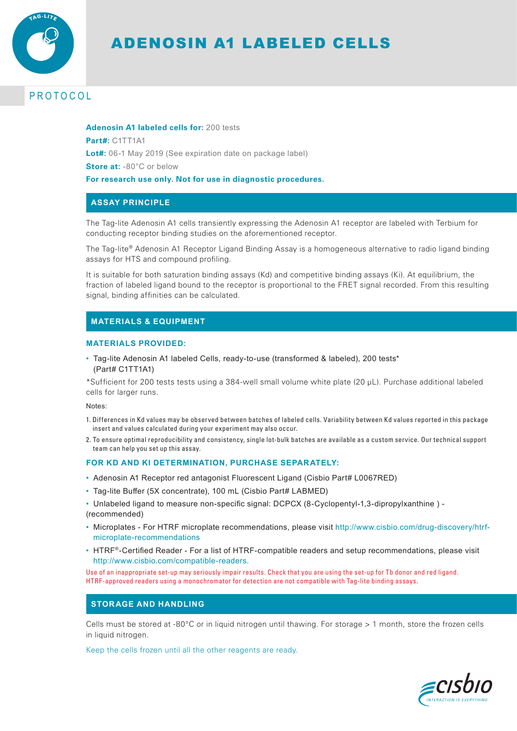# ADENOSIN A1 LABELED CELLS

## PROTOCOL

**Adenosin A1 labeled cells for:** 200 tests

**Part#:** C1TT1A1

**Lot#:** 06-1 May 2019 (See expiration date on package label)

**Store at:** -80°C or below

**For research use only. Not for use in diagnostic procedures.**

## ASSAY PRINCIPLE

The Tag-lite Adenosin A1 cells transiently expressing the Adenosin A1 receptor are labeled with Terbium for conducting receptor binding studies on the aforementioned receptor.

The Tag-lite® Adenosin A1 Receptor Ligand Binding Assay is a homogeneous alternative to radio ligand binding assays for HTS and compound profiling.

It is suitable for both saturation binding assays (Kd) and competitive binding assays (Ki). At equilibrium, the fraction of labeled ligand bound to the receptor is proportional to the FRET signal recorded. From this resulting signal, binding affinities can be calculated.

## MATERIALS & EQUIPMENT

### MATERIALS PROVIDED:

- Tag-lite Adenosin A1 labeled Cells, ready-to-use (transformed & labeled), 200 tests* (Part# C1TT1A1)

*Sufficient for 200 tests tests using a 384-well small volume white plate (20 µL). Purchase additional labeled cells for larger runs.

Notes:

1. Differences in Kd values may be observed between batches of labeled cells. Variability between Kd values reported in this package insert and values calculated during your experiment may also occur.
2. To ensure optimal reproducibility and consistency, single lot-bulk batches are available as a custom service. Our technical support team can help you set up this assay.

### FOR KD AND KI DETERMINATION, PURCHASE SEPARATELY:

- Adenosin A1 Receptor red antagonist Fluorescent Ligand (Cisbio Part# L0067RED)
- Tag-lite Buffer (5X concentrate), 100 mL (Cisbio Part# LABMED)
- Unlabeled ligand to measure non-specific signal: DCPCX (8-Cyclopentyl-1,3-dipropylxanthine ) - (recommended)
- Microplates - For HTRF microplate recommendations, please visit http://www.cisbio.com/drug-discovery/htrf-microplate-recommendations
- HTRF®-Certified Reader - For a list of HTRF-compatible readers and setup recommendations, please visit http://www.cisbio.com/compatible-readers.

Use of an inappropriate set-up may seriously impair results. Check that you are using the set-up for Tb donor and red ligand. HTRF-approved readers using a monochromator for detection are not compatible with Tag-lite binding assays.

## STORAGE AND HANDLING

Cells must be stored at -80°C or in liquid nitrogen until thawing. For storage > 1 month, store the frozen cells in liquid nitrogen.

Keep the cells frozen until all the other reagents are ready.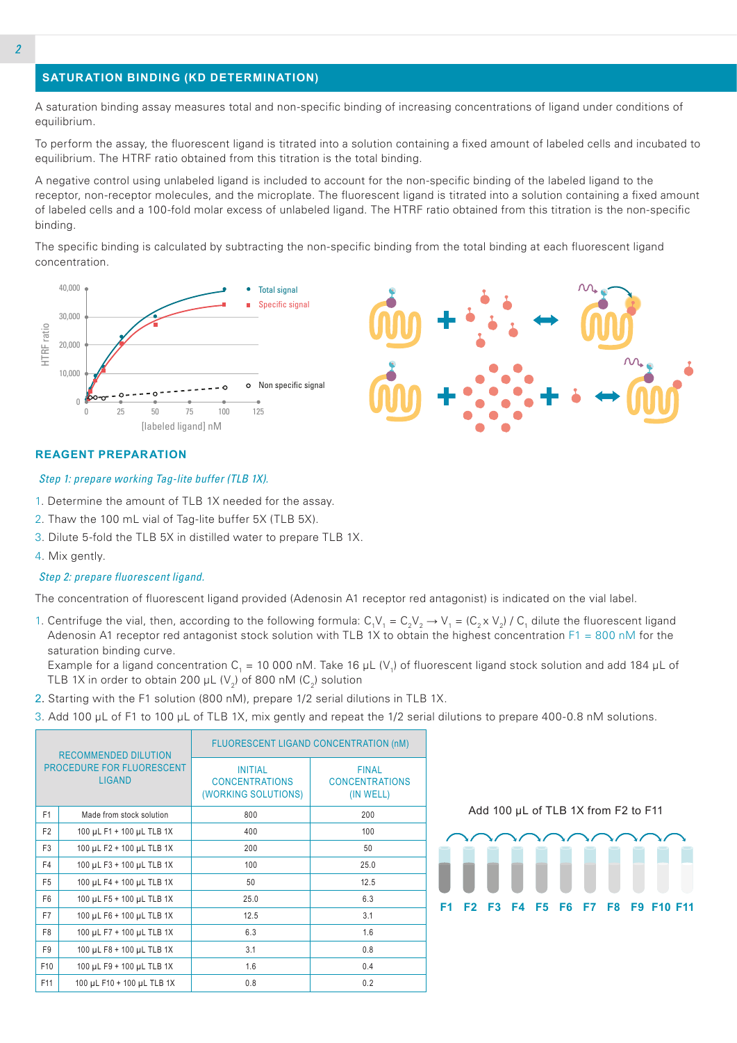## SATURATION BINDING (KD DETERMINATION)

A saturation binding assay measures total and non-specific binding of increasing concentrations of ligand under conditions of equilibrium.

To perform the assay, the fluorescent ligand is titrated into a solution containing a fixed amount of labeled cells and incubated to equilibrium. The HTRF ratio obtained from this titration is the total binding.

A negative control using unlabeled ligand is included to account for the non-specific binding of the labeled ligand to the receptor, non-receptor molecules, and the microplate. The fluorescent ligand is titrated into a solution containing a fixed amount of labeled cells and a 100-fold molar excess of unlabeled ligand. The HTRF ratio obtained from this titration is the non-specific binding.

The specific binding is calculated by subtracting the non-specific binding from the total binding at each fluorescent ligand concentration.

## REAGENT PREPARATION

*Step 1: prepare working Tag-lite buffer (TLB 1X).*

1. Determine the amount of TLB 1X needed for the assay.
2. Thaw the 100 mL vial of Tag-lite buffer 5X (TLB 5X).
3. Dilute 5-fold the TLB 5X in distilled water to prepare TLB 1X.
4. Mix gently.

*Step 2: prepare fluorescent ligand.*

The concentration of fluorescent ligand provided (Adenosin A1 receptor red antagonist) is indicated on the vial label.

1. Centrifuge the vial, then, according to the following formula: $C_1V_1 = C_2V_2 \rightarrow V_1 = (C_2 \times V_2) / C_1$ dilute the fluorescent ligand Adenosin A1 receptor red antagonist stock solution with TLB 1X to obtain the highest concentration F1 = 800 nM for the saturation binding curve.
   Example for a ligand concentration $C_1$ = 10 000 nM. Take 16 µL ($V_1$) of fluorescent ligand stock solution and add 184 µL of TLB 1X in order to obtain 200 µL ($V_2$) of 800 nM ($C_2$) solution
2. Starting with the F1 solution (800 nM), prepare 1/2 serial dilutions in TLB 1X.
3. Add 100 µL of F1 to 100 µL of TLB 1X, mix gently and repeat the 1/2 serial dilutions to prepare 400-0.8 nM solutions.

| RECOMMENDED DILUTION PROCEDURE FOR FLUORESCENT LIGAND | | FLUORESCENT LIGAND CONCENTRATION (nM) | |
|---|---|---|---|
| | | INITIAL CONCENTRATIONS (WORKING SOLUTIONS) | FINAL CONCENTRATIONS (IN WELL) |
| F1 | Made from stock solution | 800 | 200 |
| F2 | 100 µL F1 + 100 µL TLB 1X | 400 | 100 |
| F3 | 100 µL F2 + 100 µL TLB 1X | 200 | 50 |
| F4 | 100 µL F3 + 100 µL TLB 1X | 100 | 25.0 |
| F5 | 100 µL F4 + 100 µL TLB 1X | 50 | 12.5 |
| F6 | 100 µL F5 + 100 µL TLB 1X | 25.0 | 6.3 |
| F7 | 100 µL F6 + 100 µL TLB 1X | 12.5 | 3.1 |
| F8 | 100 µL F7 + 100 µL TLB 1X | 6.3 | 1.6 |
| F9 | 100 µL F8 + 100 µL TLB 1X | 3.1 | 0.8 |
| F10 | 100 µL F9 + 100 µL TLB 1X | 1.6 | 0.4 |
| F11 | 100 µL F10 + 100 µL TLB 1X | 0.8 | 0.2 |

Add 100 µL of TLB 1X from F2 to F11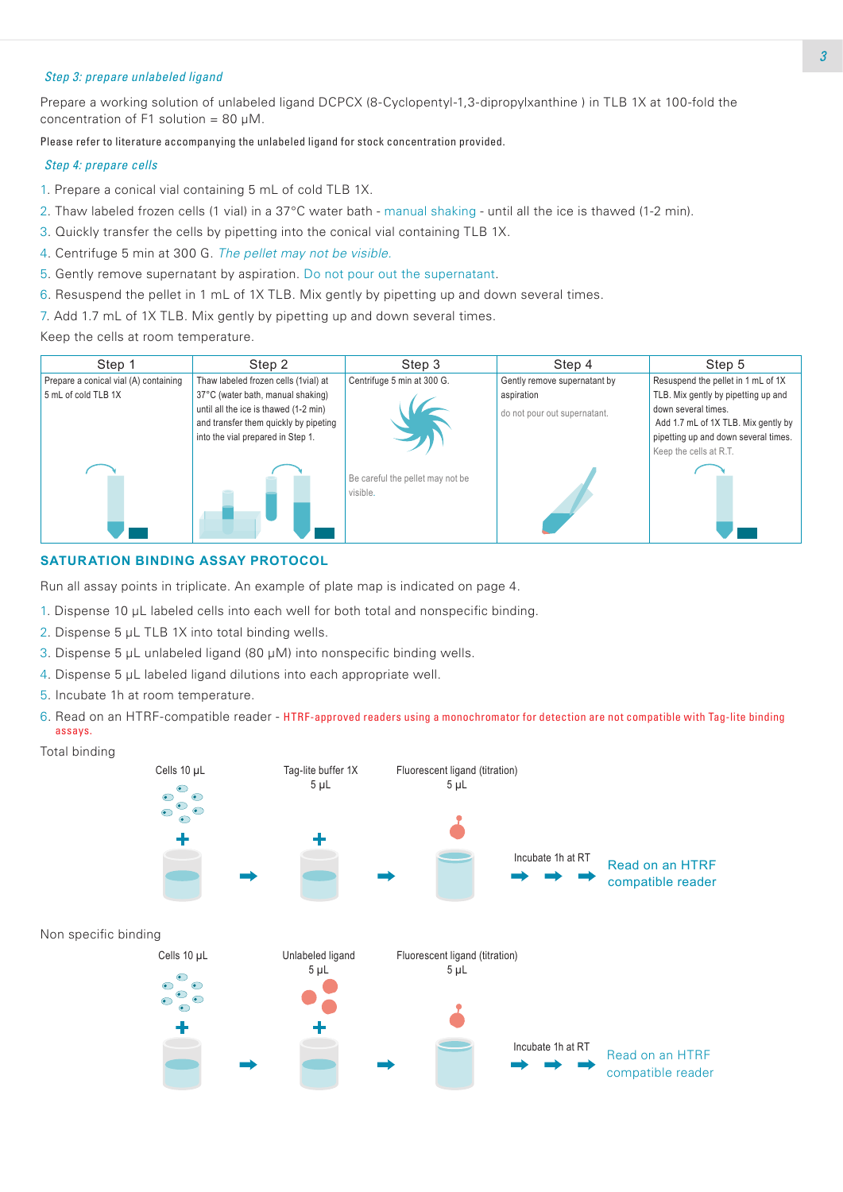*Step 3: prepare unlabeled ligand*

Prepare a working solution of unlabeled ligand DCPCX (8-Cyclopentyl-1,3-dipropylxanthine ) in TLB 1X at 100-fold the concentration of F1 solution = 80 µM.

Please refer to literature accompanying the unlabeled ligand for stock concentration provided.

*Step 4: prepare cells*

1. Prepare a conical vial containing 5 mL of cold TLB 1X.
2. Thaw labeled frozen cells (1 vial) in a 37°C water bath - manual shaking - until all the ice is thawed (1-2 min).
3. Quickly transfer the cells by pipetting into the conical vial containing TLB 1X.
4. Centrifuge 5 min at 300 G. *The pellet may not be visible.*
5. Gently remove supernatant by aspiration. Do not pour out the supernatant.
6. Resuspend the pellet in 1 mL of 1X TLB. Mix gently by pipetting up and down several times.
7. Add 1.7 mL of 1X TLB. Mix gently by pipetting up and down several times.

Keep the cells at room temperature.

| Step 1 | Step 2 | Step 3 | Step 4 | Step 5 |
|---|---|---|---|---|
| Prepare a conical vial (A) containing 5 mL of cold TLB 1X | Thaw labeled frozen cells (1vial) at 37°C (water bath, manual shaking) until all the ice is thawed (1-2 min) and transfer them quickly by pipeting into the vial prepared in Step 1. | Centrifuge 5 min at 300 G. Be careful the pellet may not be visible. | Gently remove supernatant by aspiration do not pour out supernatant. | Resuspend the pellet in 1 mL of 1X TLB. Mix gently by pipetting up and down several times. Add 1.7 mL of 1X TLB. Mix gently by pipetting up and down several times. Keep the cells at R.T. |

## SATURATION BINDING ASSAY PROTOCOL

Run all assay points in triplicate. An example of plate map is indicated on page 4.

1. Dispense 10 µL labeled cells into each well for both total and nonspecific binding.
2. Dispense 5 µL TLB 1X into total binding wells.
3. Dispense 5 µL unlabeled ligand (80 µM) into nonspecific binding wells.
4. Dispense 5 µL labeled ligand dilutions into each appropriate well.
5. Incubate 1h at room temperature.
6. Read on an HTRF-compatible reader - HTRF-approved readers using a monochromator for detection are not compatible with Tag-lite binding assays.

Total binding

Cells 10 µL + Tag-lite buffer 1X 5 µL + Fluorescent ligand (titration) 5 µL → Incubate 1h at RT → Read on an HTRF compatible reader

Non specific binding

Cells 10 µL + Unlabeled ligand 5 µL + Fluorescent ligand (titration) 5 µL → Incubate 1h at RT → Read on an HTRF compatible reader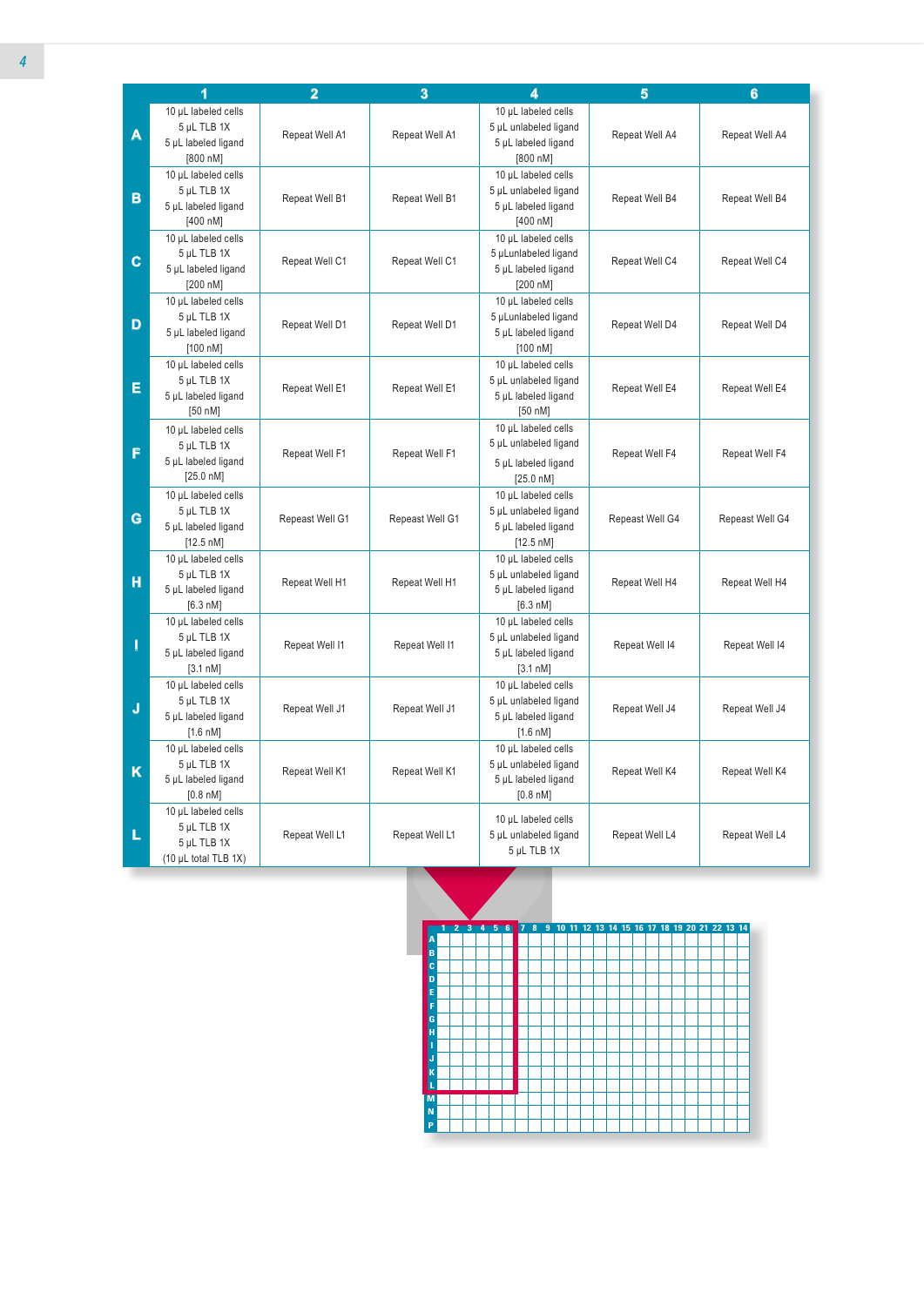| | 1 | 2 | 3 | 4 | 5 | 6 |
|---|---|---|---|---|---|---|
| A | 10 µL labeled cells<br>5 µL TLB 1X<br>5 µL labeled ligand<br>[800 nM] | Repeat Well A1 | Repeat Well A1 | 10 µL labeled cells<br>5 µL unlabeled ligand<br>5 µL labeled ligand<br>[800 nM] | Repeat Well A4 | Repeat Well A4 |
| B | 10 µL labeled cells<br>5 µL TLB 1X<br>5 µL labeled ligand<br>[400 nM] | Repeat Well B1 | Repeat Well B1 | 10 µL labeled cells<br>5 µL unlabeled ligand<br>5 µL labeled ligand<br>[400 nM] | Repeat Well B4 | Repeat Well B4 |
| C | 10 µL labeled cells<br>5 µL TLB 1X<br>5 µL labeled ligand<br>[200 nM] | Repeat Well C1 | Repeat Well C1 | 10 µL labeled cells<br>5 µLunlabeled ligand<br>5 µL labeled ligand<br>[200 nM] | Repeat Well C4 | Repeat Well C4 |
| D | 10 µL labeled cells<br>5 µL TLB 1X<br>5 µL labeled ligand<br>[100 nM] | Repeat Well D1 | Repeat Well D1 | 10 µL labeled cells<br>5 µLunlabeled ligand<br>5 µL labeled ligand<br>[100 nM] | Repeat Well D4 | Repeat Well D4 |
| E | 10 µL labeled cells<br>5 µL TLB 1X<br>5 µL labeled ligand<br>[50 nM] | Repeat Well E1 | Repeat Well E1 | 10 µL labeled cells<br>5 µL unlabeled ligand<br>5 µL labeled ligand<br>[50 nM] | Repeat Well E4 | Repeat Well E4 |
| F | 10 µL labeled cells<br>5 µL TLB 1X<br>5 µL labeled ligand<br>[25.0 nM] | Repeat Well F1 | Repeat Well F1 | 10 µL labeled cells<br>5 µL unlabeled ligand<br>5 µL labeled ligand<br>[25.0 nM] | Repeat Well F4 | Repeat Well F4 |
| G | 10 µL labeled cells<br>5 µL TLB 1X<br>5 µL labeled ligand<br>[12.5 nM] | Repeast Well G1 | Repeast Well G1 | 10 µL labeled cells<br>5 µL unlabeled ligand<br>5 µL labeled ligand<br>[12.5 nM] | Repeast Well G4 | Repeast Well G4 |
| H | 10 µL labeled cells<br>5 µL TLB 1X<br>5 µL labeled ligand<br>[6.3 nM] | Repeat Well H1 | Repeat Well H1 | 10 µL labeled cells<br>5 µL unlabeled ligand<br>5 µL labeled ligand<br>[6.3 nM] | Repeat Well H4 | Repeat Well H4 |
| I | 10 µL labeled cells<br>5 µL TLB 1X<br>5 µL labeled ligand<br>[3.1 nM] | Repeat Well I1 | Repeat Well I1 | 10 µL labeled cells<br>5 µL unlabeled ligand<br>5 µL labeled ligand<br>[3.1 nM] | Repeat Well I4 | Repeat Well I4 |
| J | 10 µL labeled cells<br>5 µL TLB 1X<br>5 µL labeled ligand<br>[1.6 nM] | Repeat Well J1 | Repeat Well J1 | 10 µL labeled cells<br>5 µL unlabeled ligand<br>5 µL labeled ligand<br>[1.6 nM] | Repeat Well J4 | Repeat Well J4 |
| K | 10 µL labeled cells<br>5 µL TLB 1X<br>5 µL labeled ligand<br>[0.8 nM] | Repeat Well K1 | Repeat Well K1 | 10 µL labeled cells<br>5 µL unlabeled ligand<br>5 µL labeled ligand<br>[0.8 nM] | Repeat Well K4 | Repeat Well K4 |
| L | 10 µL labeled cells<br>5 µL TLB 1X<br>5 µL TLB 1X<br>(10 µL total TLB 1X) | Repeat Well L1 | Repeat Well L1 | 10 µL labeled cells<br>5 µL unlabeled ligand<br>5 µL TLB 1X | Repeat Well L4 | Repeat Well L4 |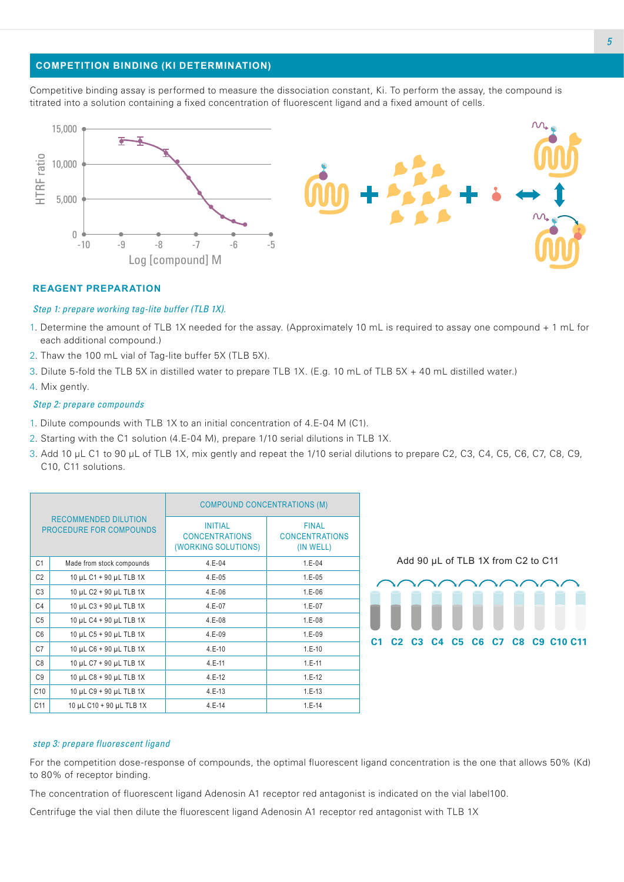## COMPETITION BINDING (KI DETERMINATION)

Competitive binding assay is performed to measure the dissociation constant, Ki. To perform the assay, the compound is titrated into a solution containing a fixed concentration of fluorescent ligand and a fixed amount of cells.

### REAGENT PREPARATION

*Step 1: prepare working tag-lite buffer (TLB 1X).*

1. Determine the amount of TLB 1X needed for the assay. (Approximately 10 mL is required to assay one compound + 1 mL for each additional compound.)
2. Thaw the 100 mL vial of Tag-lite buffer 5X (TLB 5X).
3. Dilute 5-fold the TLB 5X in distilled water to prepare TLB 1X. (E.g. 10 mL of TLB 5X + 40 mL distilled water.)
4. Mix gently.

*Step 2: prepare compounds*

1. Dilute compounds with TLB 1X to an initial concentration of 4.E-04 M (C1).
2. Starting with the C1 solution (4.E-04 M), prepare 1/10 serial dilutions in TLB 1X.
3. Add 10 µL C1 to 90 µL of TLB 1X, mix gently and repeat the 1/10 serial dilutions to prepare C2, C3, C4, C5, C6, C7, C8, C9, C10, C11 solutions.

| RECOMMENDED DILUTION PROCEDURE FOR COMPOUNDS | | COMPOUND CONCENTRATIONS (M) | |
|---|---|---|---|
| | | INITIAL CONCENTRATIONS (WORKING SOLUTIONS) | FINAL CONCENTRATIONS (IN WELL) |
| C1 | Made from stock compounds | 4.E-04 | 1.E-04 |
| C2 | 10 µL C1 + 90 µL TLB 1X | 4.E-05 | 1.E-05 |
| C3 | 10 µL C2 + 90 µL TLB 1X | 4.E-06 | 1.E-06 |
| C4 | 10 µL C3 + 90 µL TLB 1X | 4.E-07 | 1.E-07 |
| C5 | 10 µL C4 + 90 µL TLB 1X | 4.E-08 | 1.E-08 |
| C6 | 10 µL C5 + 90 µL TLB 1X | 4.E-09 | 1.E-09 |
| C7 | 10 µL C6 + 90 µL TLB 1X | 4.E-10 | 1.E-10 |
| C8 | 10 µL C7 + 90 µL TLB 1X | 4.E-11 | 1.E-11 |
| C9 | 10 µL C8 + 90 µL TLB 1X | 4.E-12 | 1.E-12 |
| C10 | 10 µL C9 + 90 µL TLB 1X | 4.E-13 | 1.E-13 |
| C11 | 10 µL C10 + 90 µL TLB 1X | 4.E-14 | 1.E-14 |

Add 90 µL of TLB 1X from C2 to C11

C1 C2 C3 C4 C5 C6 C7 C8 C9 C10 C11

*step 3: prepare fluorescent ligand*

For the competition dose-response of compounds, the optimal fluorescent ligand concentration is the one that allows 50% (Kd) to 80% of receptor binding.

The concentration of fluorescent ligand Adenosin A1 receptor red antagonist is indicated on the vial label100.

Centrifuge the vial then dilute the fluorescent ligand Adenosin A1 receptor red antagonist with TLB 1X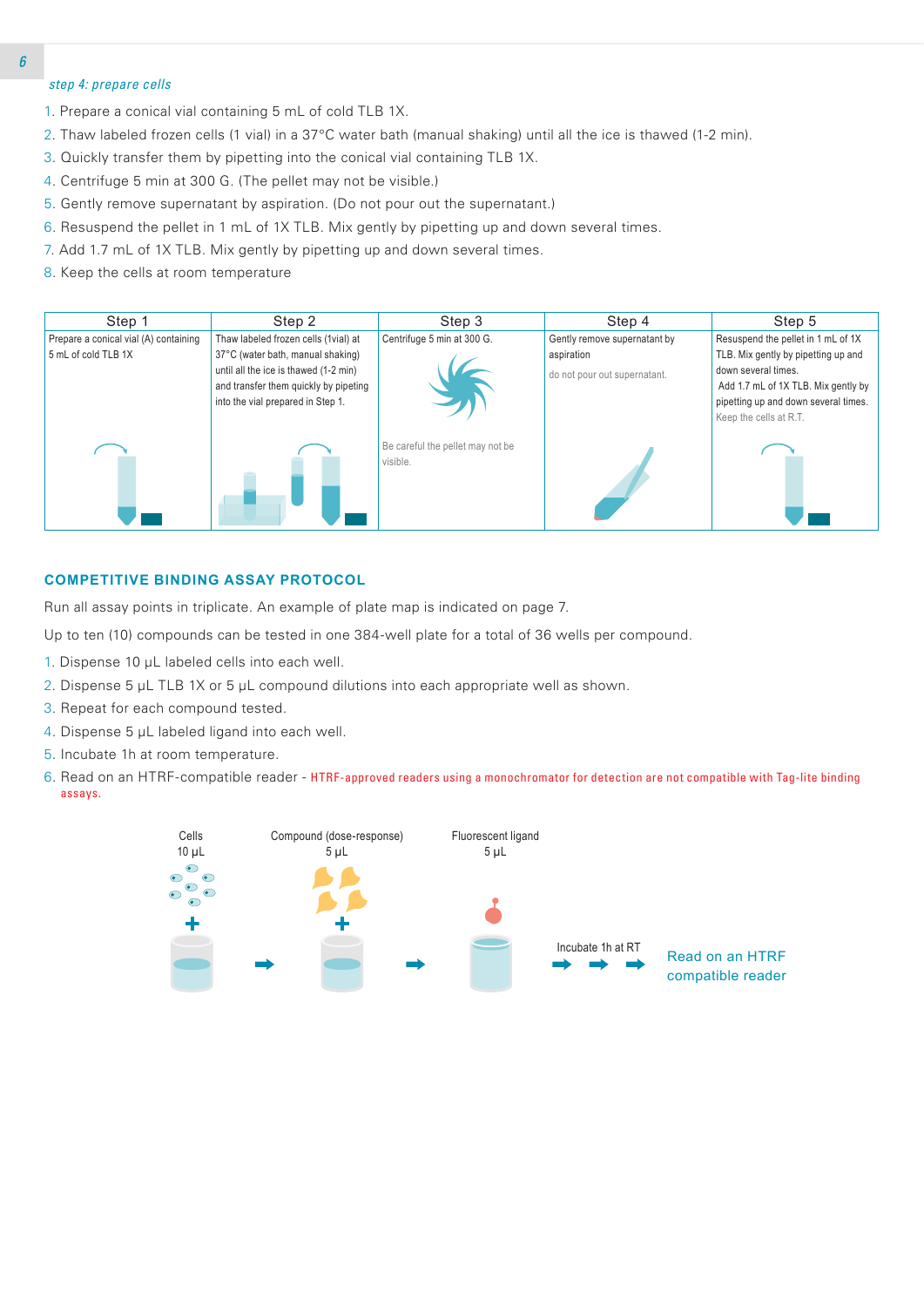*step 4: prepare cells*

1. Prepare a conical vial containing 5 mL of cold TLB 1X.
2. Thaw labeled frozen cells (1 vial) in a 37°C water bath (manual shaking) until all the ice is thawed (1-2 min).
3. Quickly transfer them by pipetting into the conical vial containing TLB 1X.
4. Centrifuge 5 min at 300 G. (The pellet may not be visible.)
5. Gently remove supernatant by aspiration. (Do not pour out the supernatant.)
6. Resuspend the pellet in 1 mL of 1X TLB. Mix gently by pipetting up and down several times.
7. Add 1.7 mL of 1X TLB. Mix gently by pipetting up and down several times.
8. Keep the cells at room temperature

| Step 1 | Step 2 | Step 3 | Step 4 | Step 5 |
|---|---|---|---|---|
| Prepare a conical vial (A) containing 5 mL of cold TLB 1X | Thaw labeled frozen cells (1vial) at 37°C (water bath, manual shaking) until all the ice is thawed (1-2 min) and transfer them quickly by pipeting into the vial prepared in Step 1. | Centrifuge 5 min at 300 G. Be careful the pellet may not be visible. | Gently remove supernatant by aspiration do not pour out supernatant. | Resuspend the pellet in 1 mL of 1X TLB. Mix gently by pipetting up and down several times. Add 1.7 mL of 1X TLB. Mix gently by pipetting up and down several times. Keep the cells at R.T. |

## COMPETITIVE BINDING ASSAY PROTOCOL

Run all assay points in triplicate. An example of plate map is indicated on page 7.

Up to ten (10) compounds can be tested in one 384-well plate for a total of 36 wells per compound.

1. Dispense 10 µL labeled cells into each well.
2. Dispense 5 µL TLB 1X or 5 µL compound dilutions into each appropriate well as shown.
3. Repeat for each compound tested.
4. Dispense 5 µL labeled ligand into each well.
5. Incubate 1h at room temperature.
6. Read on an HTRF-compatible reader - HTRF-approved readers using a monochromator for detection are not compatible with Tag-lite binding assays.

Cells 10 µL + Compound (dose-response) 5 µL + Fluorescent ligand 5 µL → Incubate 1h at RT → Read on an HTRF compatible reader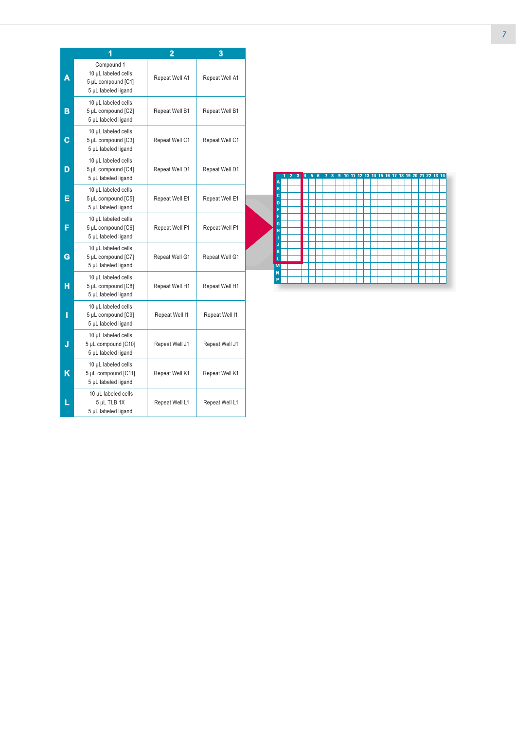| | 1 | 2 | 3 |
|---|---|---|---|
| A | Compound 1<br>10 µL labeled cells<br>5 µL compound [C1]<br>5 µL labeled ligand | Repeat Well A1 | Repeat Well A1 |
| B | 10 µL labeled cells<br>5 µL compound [C2]<br>5 µL labeled ligand | Repeat Well B1 | Repeat Well B1 |
| C | 10 µL labeled cells<br>5 µL compound [C3]<br>5 µL labeled ligand | Repeat Well C1 | Repeat Well C1 |
| D | 10 µL labeled cells<br>5 µL compound [C4]<br>5 µL labeled ligand | Repeat Well D1 | Repeat Well D1 |
| E | 10 µL labeled cells<br>5 µL compound [C5]<br>5 µL labeled ligand | Repeat Well E1 | Repeat Well E1 |
| F | 10 µL labeled cells<br>5 µL compound [C6]<br>5 µL labeled ligand | Repeat Well F1 | Repeat Well F1 |
| G | 10 µL labeled cells<br>5 µL compound [C7]<br>5 µL labeled ligand | Repeat Well G1 | Repeat Well G1 |
| H | 10 µL labeled cells<br>5 µL compound [C8]<br>5 µL labeled ligand | Repeat Well H1 | Repeat Well H1 |
| I | 10 µL labeled cells<br>5 µL compound [C9]<br>5 µL labeled ligand | Repeat Well I1 | Repeat Well I1 |
| J | 10 µL labeled cells<br>5 µL compound [C10]<br>5 µL labeled ligand | Repeat Well J1 | Repeat Well J1 |
| K | 10 µL labeled cells<br>5 µL compound [C11]<br>5 µL labeled ligand | Repeat Well K1 | Repeat Well K1 |
| L | 10 µL labeled cells<br>5 µL TLB 1X<br>5 µL labeled ligand | Repeat Well L1 | Repeat Well L1 |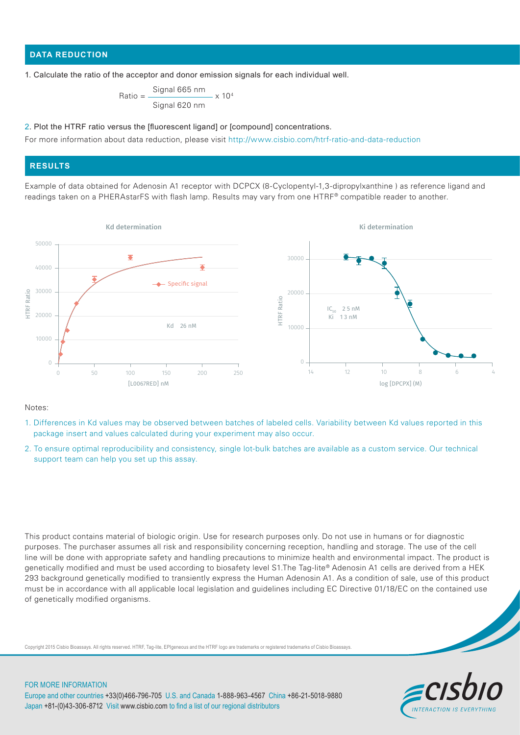## DATA REDUCTION

1. Calculate the ratio of the acceptor and donor emission signals for each individual well.

$$\text{Ratio} = \frac{\text{Signal 665 nm}}{\text{Signal 620 nm}} \times 10^4$$

2. Plot the HTRF ratio versus the [fluorescent ligand] or [compound] concentrations.

For more information about data reduction, please visit http://www.cisbio.com/htrf-ratio-and-data-reduction

## RESULTS

Example of data obtained for Adenosin A1 receptor with DCPCX (8-Cyclopentyl-1,3-dipropylxanthine ) as reference ligand and readings taken on a PHERAstarFS with flash lamp. Results may vary from one HTRF® compatible reader to another.

Kd determination

HTRF Ratio

50000
40000
30000
20000
10000
0

0 50 100 150 200 250

[L0067RED] nM

Specific signal

Kd 26 nM

Ki determination

HTRF Ratio

30000
20000
10000
0

14 12 10 8 6 4

log [DPCPX] (M)

$IC_{50}$ 2.5 nM
Ki 1.3 nM

Notes:

1. Differences in Kd values may be observed between batches of labeled cells. Variability between Kd values reported in this package insert and values calculated during your experiment may also occur.
2. To ensure optimal reproducibility and consistency, single lot-bulk batches are available as a custom service. Our technical support team can help you set up this assay.

This product contains material of biologic origin. Use for research purposes only. Do not use in humans or for diagnostic purposes. The purchaser assumes all risk and responsibility concerning reception, handling and storage. The use of the cell line will be done with appropriate safety and handling precautions to minimize health and environmental impact. The product is genetically modified and must be used according to biosafety level S1.The Tag-lite® Adenosin A1 cells are derived from a HEK 293 background genetically modified to transiently express the Human Adenosin A1. As a condition of sale, use of this product must be in accordance with all applicable local legislation and guidelines including EC Directive 01/18/EC on the contained use of genetically modified organisms.

Copyright 2015 Cisbio Bioassays. All rights reserved. HTRF, Tag-lite, EPIgeneous and the HTRF logo are trademarks or registered trademarks of Cisbio Bioassays.

FOR MORE INFORMATION

Europe and other countries +33(0)466-796-705 U.S. and Canada 1-888-963-4567 China +86-21-5018-9880
Japan +81-(0)43-306-8712 Visit www.cisbio.com to find a list of our regional distributors

cisbio
INTERACTION IS EVERYTHING